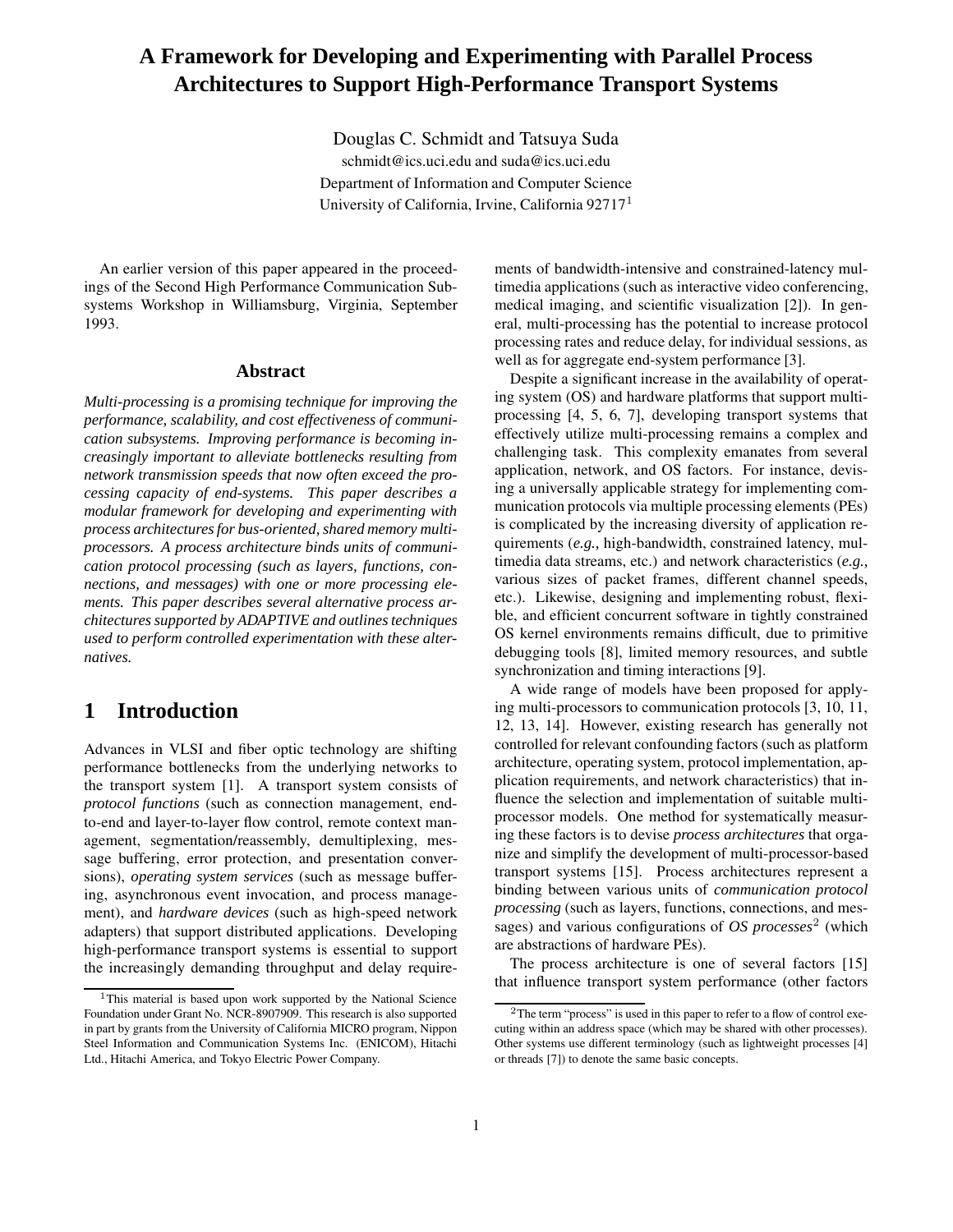# A Framework for Developing and Experimenting with Parallel Process Architectures to Support High-Performance Transport Systems

Douglas C. Schmidt and Tatsuya Suda
schmidt@ics.uci.edu and suda@ics.uci.edu
Department of Information and Computer Science
University of California, Irvine, California 92717[1]

An earlier version of this paper appeared in the proceedings of the Second High Performance Communication Subsystems Workshop in Williamsburg, Virginia, September 1993.

## Abstract

*Multi-processing is a promising technique for improving the performance, scalability, and cost effectiveness of communication subsystems. Improving performance is becoming increasingly important to alleviate bottlenecks resulting from network transmission speeds that now often exceed the processing capacity of end-systems. This paper describes a modular framework for developing and experimenting with process architectures for bus-oriented, shared memory multiprocessors. A process architecture binds units of communication protocol processing (such as layers, functions, connections, and messages) with one or more processing elements. This paper describes several alternative process architectures supported by ADAPTIVE and outlines techniques used to perform controlled experimentation with these alternatives.*

## 1 Introduction

Advances in VLSI and fiber optic technology are shifting performance bottlenecks from the underlying networks to the transport system [1]. A transport system consists of *protocol functions* (such as connection management, end-to-end and layer-to-layer flow control, remote context management, segmentation/reassembly, demultiplexing, message buffering, error protection, and presentation conversions), *operating system services* (such as message buffering, asynchronous event invocation, and process management), and *hardware devices* (such as high-speed network adapters) that support distributed applications. Developing high-performance transport systems is essential to support the increasingly demanding throughput and delay requirements of bandwidth-intensive and constrained-latency multimedia applications (such as interactive video conferencing, medical imaging, and scientific visualization [2]). In general, multi-processing has the potential to increase protocol processing rates and reduce delay, for individual sessions, as well as for aggregate end-system performance [3].

Despite a significant increase in the availability of operating system (OS) and hardware platforms that support multi-processing [4, 5, 6, 7], developing transport systems that effectively utilize multi-processing remains a complex and challenging task. This complexity emanates from several application, network, and OS factors. For instance, devising a universally applicable strategy for implementing communication protocols via multiple processing elements (PEs) is complicated by the increasing diversity of application requirements (*e.g.,* high-bandwidth, constrained latency, multimedia data streams, etc.) and network characteristics (*e.g.,* various sizes of packet frames, different channel speeds, etc.). Likewise, designing and implementing robust, flexible, and efficient concurrent software in tightly constrained OS kernel environments remains difficult, due to primitive debugging tools [8], limited memory resources, and subtle synchronization and timing interactions [9].

A wide range of models have been proposed for applying multi-processors to communication protocols [3, 10, 11, 12, 13, 14]. However, existing research has generally not controlled for relevant confounding factors (such as platform architecture, operating system, protocol implementation, application requirements, and network characteristics) that influence the selection and implementation of suitable multi-processor models. One method for systematically measuring these factors is to devise *process architectures* that organize and simplify the development of multi-processor-based transport systems [15]. Process architectures represent a binding between various units of *communication protocol processing* (such as layers, functions, connections, and messages) and various configurations of *OS processes*[2] (which are abstractions of hardware PEs).

The process architecture is one of several factors [15] that influence transport system performance (other factors

[1] This material is based upon work supported by the National Science Foundation under Grant No. NCR-8907909. This research is also supported in part by grants from the University of California MICRO program, Nippon Steel Information and Communication Systems Inc. (ENICOM), Hitachi Ltd., Hitachi America, and Tokyo Electric Power Company.

[2] The term "process" is used in this paper to refer to a flow of control executing within an address space (which may be shared with other processes). Other systems use different terminology (such as lightweight processes [4] or threads [7]) to denote the same basic concepts.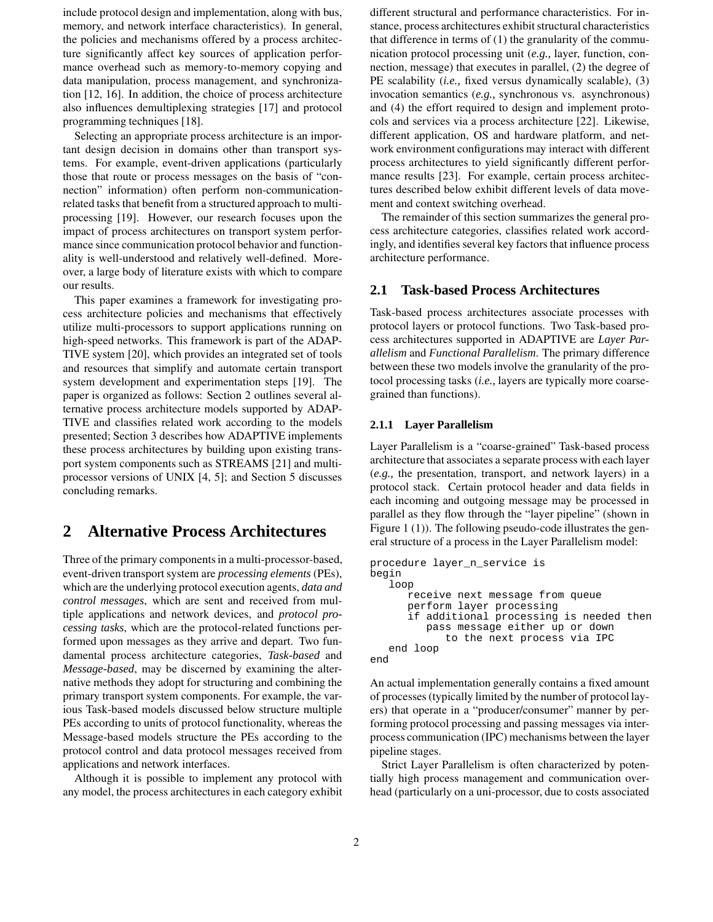include protocol design and implementation, along with bus, memory, and network interface characteristics). In general, the policies and mechanisms offered by a process architecture significantly affect key sources of application performance overhead such as memory-to-memory copying and data manipulation, process management, and synchronization [12, 16]. In addition, the choice of process architecture also influences demultiplexing strategies [17] and protocol programming techniques [18].

Selecting an appropriate process architecture is an important design decision in domains other than transport systems. For example, event-driven applications (particularly those that route or process messages on the basis of "connection" information) often perform non-communication-related tasks that benefit from a structured approach to multiprocessing [19]. However, our research focuses upon the impact of process architectures on transport system performance since communication protocol behavior and functionality is well-understood and relatively well-defined. Moreover, a large body of literature exists with which to compare our results.

This paper examines a framework for investigating process architecture policies and mechanisms that effectively utilize multi-processors to support applications running on high-speed networks. This framework is part of the ADAPTIVE system [20], which provides an integrated set of tools and resources that simplify and automate certain transport system development and experimentation steps [19]. The paper is organized as follows: Section 2 outlines several alternative process architecture models supported by ADAPTIVE and classifies related work according to the models presented; Section 3 describes how ADAPTIVE implements these process architectures by building upon existing transport system components such as STREAMS [21] and multiprocessor versions of UNIX [4, 5]; and Section 5 discusses concluding remarks.

# 2 Alternative Process Architectures

Three of the primary components in a multi-processor-based, event-driven transport system are *processing elements* (PEs), which are the underlying protocol execution agents, *data and control messages*, which are sent and received from multiple applications and network devices, and *protocol processing tasks*, which are the protocol-related functions performed upon messages as they arrive and depart. Two fundamental process architecture categories, *Task-based* and *Message-based*, may be discerned by examining the alternative methods they adopt for structuring and combining the primary transport system components. For example, the various Task-based models discussed below structure multiple PEs according to units of protocol functionality, whereas the Message-based models structure the PEs according to the protocol control and data protocol messages received from applications and network interfaces.

Although it is possible to implement any protocol with any model, the process architectures in each category exhibit different structural and performance characteristics. For instance, process architectures exhibit structural characteristics that difference in terms of (1) the granularity of the communication protocol processing unit (*e.g.,* layer, function, connection, message) that executes in parallel, (2) the degree of PE scalability (*i.e.,* fixed versus dynamically scalable), (3) invocation semantics (*e.g.,* synchronous vs. asynchronous) and (4) the effort required to design and implement protocols and services via a process architecture [22]. Likewise, different application, OS and hardware platform, and network environment configurations may interact with different process architectures to yield significantly different performance results [23]. For example, certain process architectures described below exhibit different levels of data movement and context switching overhead.

The remainder of this section summarizes the general process architecture categories, classifies related work accordingly, and identifies several key factors that influence process architecture performance.

## 2.1 Task-based Process Architectures

Task-based process architectures associate processes with protocol layers or protocol functions. Two Task-based process architectures supported in ADAPTIVE are *Layer Parallelism* and *Functional Parallelism*. The primary difference between these two models involve the granularity of the protocol processing tasks (*i.e.,* layers are typically more coarse-grained than functions).

### 2.1.1 Layer Parallelism

Layer Parallelism is a "coarse-grained" Task-based process architecture that associates a separate process with each layer (*e.g.,* the presentation, transport, and network layers) in a protocol stack. Certain protocol header and data fields in each incoming and outgoing message may be processed in parallel as they flow through the "layer pipeline" (shown in Figure 1 (1)). The following pseudo-code illustrates the general structure of a process in the Layer Parallelism model:

```
procedure layer_n_service is
begin
   loop
      receive next message from queue
      perform layer processing
      if additional processing is needed then
         pass message either up or down
            to the next process via IPC
   end loop
end
```

An actual implementation generally contains a fixed amount of processes (typically limited by the number of protocol layers) that operate in a "producer/consumer" manner by performing protocol processing and passing messages via interprocess communication (IPC) mechanisms between the layer pipeline stages.

Strict Layer Parallelism is often characterized by potentially high process management and communication overhead (particularly on a uni-processor, due to costs associated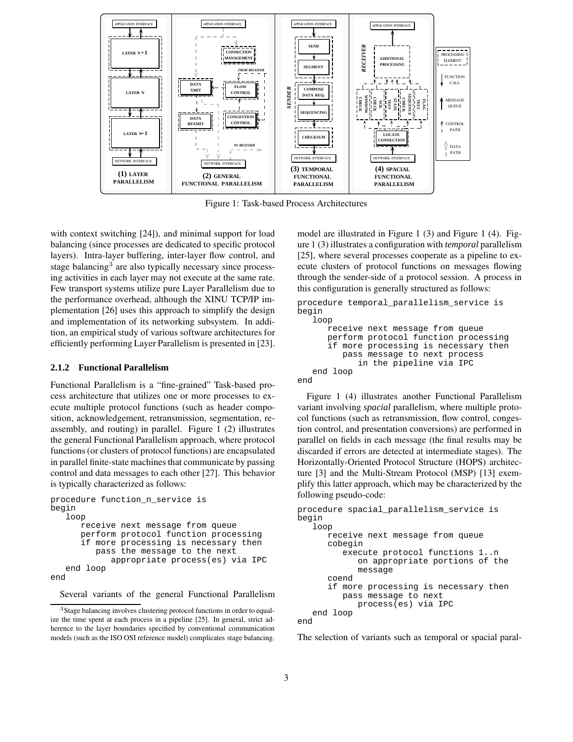Figure 1: Task-based Process Architectures

with context switching [24]), and minimal support for load balancing (since processes are dedicated to specific protocol layers). Intra-layer buffering, inter-layer flow control, and stage balancing[3] are also typically necessary since processing activities in each layer may not execute at the same rate. Few transport systems utilize pure Layer Parallelism due to the performance overhead, although the XINU TCP/IP implementation [26] uses this approach to simplify the design and implementation of its networking subsystem. In addition, an empirical study of various software architectures for efficiently performing Layer Parallelism is presented in [23].

### 2.1.2 Functional Parallelism

Functional Parallelism is a "fine-grained" Task-based process architecture that utilizes one or more processes to execute multiple protocol functions (such as header composition, acknowledgement, retransmission, segmentation, reassembly, and routing) in parallel. Figure 1 (2) illustrates the general Functional Parallelism approach, where protocol functions (or clusters of protocol functions) are encapsulated in parallel finite-state machines that communicate by passing control and data messages to each other [27]. This behavior is typically characterized as follows:

```
procedure function_n_service is
begin
   loop
      receive next message from queue
      perform protocol function processing
      if more processing is necessary then
         pass the message to the next
            appropriate process(es) via IPC
   end loop
end
```

Several variants of the general Functional Parallelism model are illustrated in Figure 1 (3) and Figure 1 (4). Figure 1 (3) illustrates a configuration with *temporal* parallelism [25], where several processes cooperate as a pipeline to execute clusters of protocol functions on messages flowing through the sender-side of a protocol session. A process in this configuration is generally structured as follows:

```
procedure temporal_parallelism_service is
begin
   loop
      receive next message from queue
      perform protocol function processing
      if more processing is necessary then
         pass message to next process
            in the pipeline via IPC
   end loop
end
```

Figure 1 (4) illustrates another Functional Parallelism variant involving *spacial* parallelism, where multiple protocol functions (such as retransmission, flow control, congestion control, and presentation conversions) are performed in parallel on fields in each message (the final results may be discarded if errors are detected at intermediate stages). The Horizontally-Oriented Protocol Structure (HOPS) architecture [3] and the Multi-Stream Protocol (MSP) [13] exemplify this latter approach, which may be characterized by the following pseudo-code:

```
procedure spacial_parallelism_service is
begin
   loop
      receive next message from queue
      cobegin
         execute protocol functions 1..n
            on appropriate portions of the
            message
      coend
      if more processing is necessary then
         pass message to next
            process(es) via IPC
   end loop
end
```

The selection of variants such as temporal or spacial paral-

[3] Stage balancing involves clustering protocol functions in order to equalize the time spent at each process in a pipeline [25]. In general, strict adherence to the layer boundaries specified by conventional communication models (such as the ISO OSI reference model) complicates stage balancing.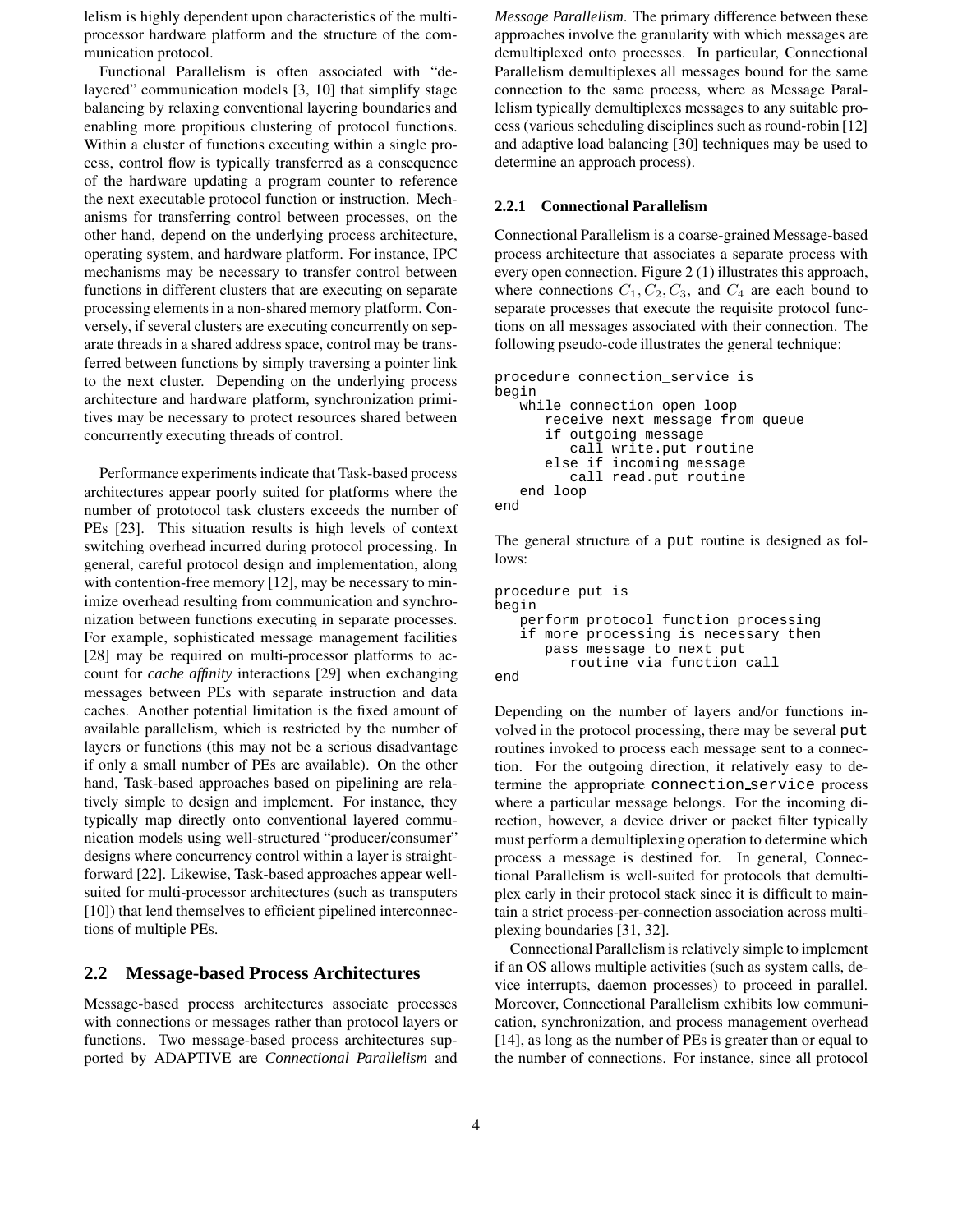lelism is highly dependent upon characteristics of the multiprocessor hardware platform and the structure of the communication protocol.

Functional Parallelism is often associated with "delayered" communication models [3, 10] that simplify stage balancing by relaxing conventional layering boundaries and enabling more propitious clustering of protocol functions. Within a cluster of functions executing within a single process, control flow is typically transferred as a consequence of the hardware updating a program counter to reference the next executable protocol function or instruction. Mechanisms for transferring control between processes, on the other hand, depend on the underlying process architecture, operating system, and hardware platform. For instance, IPC mechanisms may be necessary to transfer control between functions in different clusters that are executing on separate processing elements in a non-shared memory platform. Conversely, if several clusters are executing concurrently on separate threads in a shared address space, control may be transferred between functions by simply traversing a pointer link to the next cluster. Depending on the underlying process architecture and hardware platform, synchronization primitives may be necessary to protect resources shared between concurrently executing threads of control.

Performance experiments indicate that Task-based process architectures appear poorly suited for platforms where the number of protototol task clusters exceeds the number of PEs [23]. This situation results is high levels of context switching overhead incurred during protocol processing. In general, careful protocol design and implementation, along with contention-free memory [12], may be necessary to minimize overhead resulting from communication and synchronization between functions executing in separate processes. For example, sophisticated message management facilities [28] may be required on multi-processor platforms to account for *cache affinity* interactions [29] when exchanging messages between PEs with separate instruction and data caches. Another potential limitation is the fixed amount of available parallelism, which is restricted by the number of layers or functions (this may not be a serious disadvantage if only a small number of PEs are available). On the other hand, Task-based approaches based on pipelining are relatively simple to design and implement. For instance, they typically map directly onto conventional layered communication models using well-structured "producer/consumer" designs where concurrency control within a layer is straightforward [22]. Likewise, Task-based approaches appear well-suited for multi-processor architectures (such as transputers [10]) that lend themselves to efficient pipelined interconnections of multiple PEs.

## 2.2 Message-based Process Architectures

Message-based process architectures associate processes with connections or messages rather than protocol layers or functions. Two message-based process architectures supported by ADAPTIVE are *Connectional Parallelism* and *Message Parallelism*. The primary difference between these approaches involve the granularity with which messages are demultiplexed onto processes. In particular, Connectional Parallelism demultiplexes all messages bound for the same connection to the same process, where as Message Parallelism typically demultiplexes messages to any suitable process (various scheduling disciplines such as round-robin [12] and adaptive load balancing [30] techniques may be used to determine an approach process).

### 2.2.1 Connectional Parallelism

Connectional Parallelism is a coarse-grained Message-based process architecture that associates a separate process with every open connection. Figure 2 (1) illustrates this approach, where connections $C_1, C_2, C_3$, and $C_4$ are each bound to separate processes that execute the requisite protocol functions on all messages associated with their connection. The following pseudo-code illustrates the general technique:

```
procedure connection_service is
begin
   while connection open loop
      receive next message from queue
      if outgoing message
         call write.put routine
      else if incoming message
         call read.put routine
   end loop
end
```

The general structure of a `put` routine is designed as follows:

```
procedure put is
begin
   perform protocol function processing
   if more processing is necessary then
      pass message to next put
         routine via function call
end
```

Depending on the number of layers and/or functions involved in the protocol processing, there may be several `put` routines invoked to process each message sent to a connection. For the outgoing direction, it relatively easy to determine the appropriate `connection_service` process where a particular message belongs. For the incoming direction, however, a device driver or packet filter typically must perform a demultiplexing operation to determine which process a message is destined for. In general, Connectional Parallelism is well-suited for protocols that demultiplex early in their protocol stack since it is difficult to maintain a strict process-per-connection association across multiplexing boundaries [31, 32].

Connectional Parallelism is relatively simple to implement if an OS allows multiple activities (such as system calls, device interrupts, daemon processes) to proceed in parallel. Moreover, Connectional Parallelism exhibits low communication, synchronization, and process management overhead [14], as long as the number of PEs is greater than or equal to the number of connections. For instance, since all protocol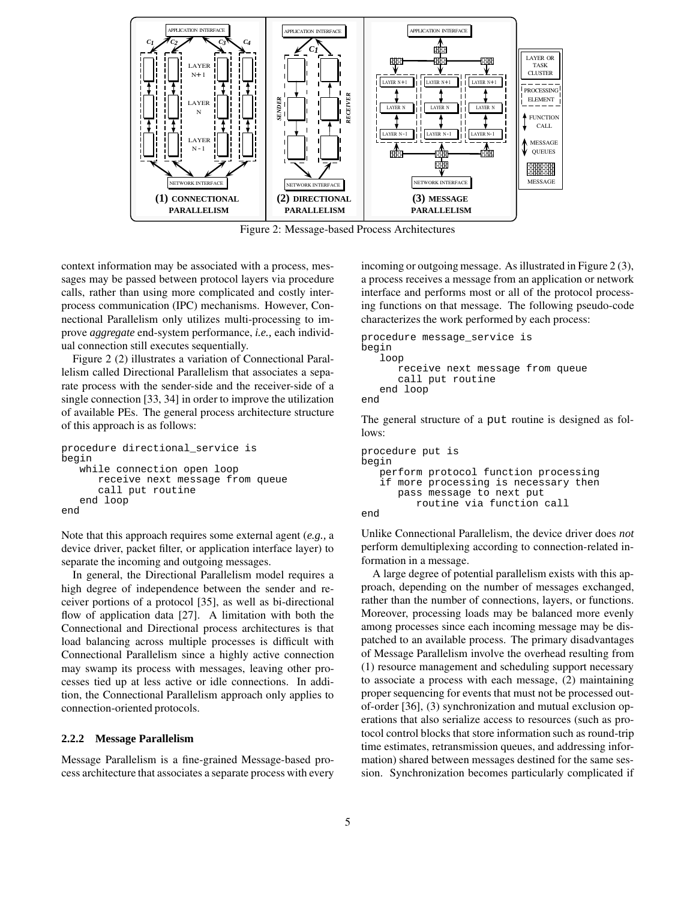Figure 2: Message-based Process Architectures

context information may be associated with a process, messages may be passed between protocol layers via procedure calls, rather than using more complicated and costly interprocess communication (IPC) mechanisms. However, Connectional Parallelism only utilizes multi-processing to improve *aggregate* end-system performance, *i.e.,* each individual connection still executes sequentially.

Figure 2 (2) illustrates a variation of Connectional Parallelism called Directional Parallelism that associates a separate process with the sender-side and the receiver-side of a single connection [33, 34] in order to improve the utilization of available PEs. The general process architecture structure of this approach is as follows:

```
procedure directional_service is
begin
   while connection open loop
      receive next message from queue
      call put routine
   end loop
end
```

Note that this approach requires some external agent (*e.g.,* a device driver, packet filter, or application interface layer) to separate the incoming and outgoing messages.

In general, the Directional Parallelism model requires a high degree of independence between the sender and receiver portions of a protocol [35], as well as bi-directional flow of application data [27]. A limitation with both the Connectional and Directional process architectures is that load balancing across multiple processes is difficult with Connectional Parallelism since a highly active connection may swamp its process with messages, leaving other processes tied up at less active or idle connections. In addition, the Connectional Parallelism approach only applies to connection-oriented protocols.

#### 2.2.2 Message Parallelism

Message Parallelism is a fine-grained Message-based process architecture that associates a separate process with every incoming or outgoing message. As illustrated in Figure 2 (3), a process receives a message from an application or network interface and performs most or all of the protocol processing functions on that message. The following pseudo-code characterizes the work performed by each process:

```
procedure message_service is
begin
   loop
      receive next message from queue
      call put routine
   end loop
end
```

The general structure of a `put` routine is designed as follows:

```
procedure put is
begin
   perform protocol function processing
   if more processing is necessary then
      pass message to next put
         routine via function call
end
```

Unlike Connectional Parallelism, the device driver does *not* perform demultiplexing according to connection-related information in a message.

A large degree of potential parallelism exists with this approach, depending on the number of messages exchanged, rather than the number of connections, layers, or functions. Moreover, processing loads may be balanced more evenly among processes since each incoming message may be dispatched to an available process. The primary disadvantages of Message Parallelism involve the overhead resulting from (1) resource management and scheduling support necessary to associate a process with each message, (2) maintaining proper sequencing for events that must not be processed out-of-order [36], (3) synchronization and mutual exclusion operations that also serialize access to resources (such as protocol control blocks that store information such as round-trip time estimates, retransmission queues, and addressing information) shared between messages destined for the same session. Synchronization becomes particularly complicated if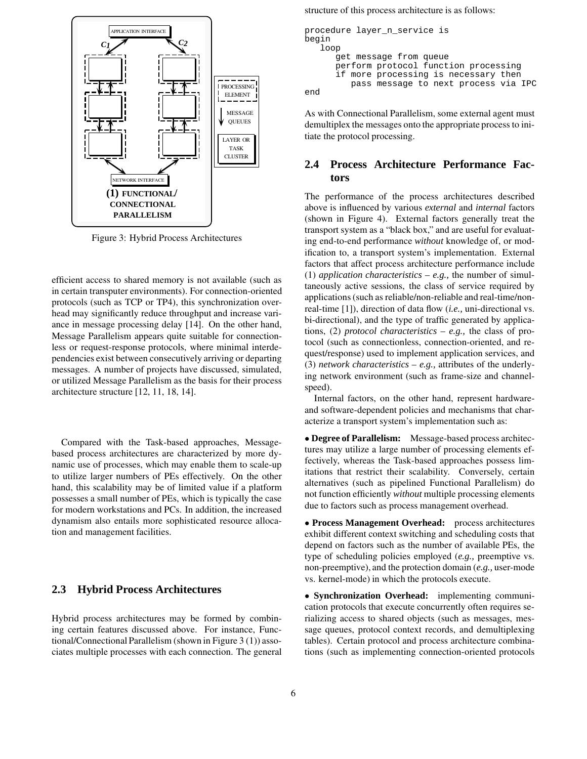Figure 3: Hybrid Process Architectures

efficient access to shared memory is not available (such as in certain transputer environments). For connection-oriented protocols (such as TCP or TP4), this synchronization overhead may significantly reduce throughput and increase variance in message processing delay [14]. On the other hand, Message Parallelism appears quite suitable for connectionless or request-response protocols, where minimal interdependencies exist between consecutively arriving or departing messages. A number of projects have discussed, simulated, or utilized Message Parallelism as the basis for their process architecture structure [12, 11, 18, 14].

Compared with the Task-based approaches, Message-based process architectures are characterized by more dynamic use of processes, which may enable them to scale-up to utilize larger numbers of PEs effectively. On the other hand, this scalability may be of limited value if a platform possesses a small number of PEs, which is typically the case for modern workstations and PCs. In addition, the increased dynamism also entails more sophisticated resource allocation and management facilities.

### 2.3 Hybrid Process Architectures

Hybrid process architectures may be formed by combining certain features discussed above. For instance, Functional/Connectional Parallelism (shown in Figure 3 (1)) associates multiple processes with each connection. The general structure of this process architecture is as follows:

```
procedure layer_n_service is
begin
   loop
      get message from queue
      perform protocol function processing
      if more processing is necessary then
         pass message to next process via IPC
end
```

As with Connectional Parallelism, some external agent must demultiplex the messages onto the appropriate process to initiate the protocol processing.

### 2.4 Process Architecture Performance Factors

The performance of the process architectures described above is influenced by various *external* and *internal* factors (shown in Figure 4). External factors generally treat the transport system as a "black box," and are useful for evaluating end-to-end performance *without* knowledge of, or modification to, a transport system's implementation. External factors that affect process architecture performance include (1) *application characteristics* – *e.g.,* the number of simultaneously active sessions, the class of service required by applications (such as reliable/non-reliable and real-time/non-real-time [1]), direction of data flow (*i.e.,* uni-directional vs. bi-directional), and the type of traffic generated by applications, (2) *protocol characteristics* – *e.g.,* the class of protocol (such as connectionless, connection-oriented, and request/response) used to implement application services, and (3) *network characteristics* – *e.g.,* attributes of the underlying network environment (such as frame-size and channel-speed).

Internal factors, on the other hand, represent hardware- and software-dependent policies and mechanisms that characterize a transport system's implementation such as:

- **Degree of Parallelism:** Message-based process architectures may utilize a large number of processing elements effectively, whereas the Task-based approaches possess limitations that restrict their scalability. Conversely, certain alternatives (such as pipelined Functional Parallelism) do not function efficiently *without* multiple processing elements due to factors such as process management overhead.

- **Process Management Overhead:** process architectures exhibit different context switching and scheduling costs that depend on factors such as the number of available PEs, the type of scheduling policies employed (*e.g.,* preemptive vs. non-preemptive), and the protection domain (*e.g.,* user-mode vs. kernel-mode) in which the protocols execute.

- **Synchronization Overhead:** implementing communication protocols that execute concurrently often requires serializing access to shared objects (such as messages, message queues, protocol context records, and demultiplexing tables). Certain protocol and process architecture combinations (such as implementing connection-oriented protocols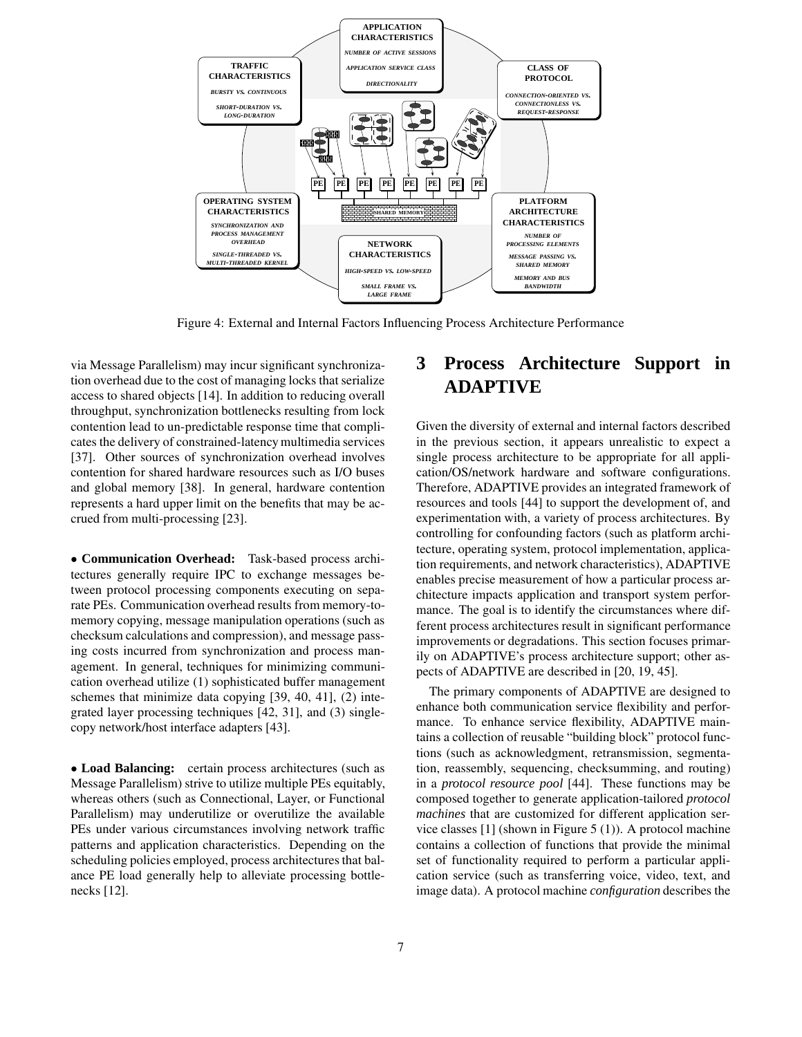Figure 4: External and Internal Factors Influencing Process Architecture Performance

via Message Parallelism) may incur significant synchronization overhead due to the cost of managing locks that serialize access to shared objects [14]. In addition to reducing overall throughput, synchronization bottlenecks resulting from lock contention lead to un-predictable response time that complicates the delivery of constrained-latency multimedia services [37]. Other sources of synchronization overhead involves contention for shared hardware resources such as I/O buses and global memory [38]. In general, hardware contention represents a hard upper limit on the benefits that may be accrued from multi-processing [23].

• **Communication Overhead:** Task-based process architectures generally require IPC to exchange messages between protocol processing components executing on separate PEs. Communication overhead results from memory-to-memory copying, message manipulation operations (such as checksum calculations and compression), and message passing costs incurred from synchronization and process management. In general, techniques for minimizing communication overhead utilize (1) sophisticated buffer management schemes that minimize data copying [39, 40, 41], (2) integrated layer processing techniques [42, 31], and (3) single-copy network/host interface adapters [43].

• **Load Balancing:** certain process architectures (such as Message Parallelism) strive to utilize multiple PEs equitably, whereas others (such as Connectional, Layer, or Functional Parallelism) may underutilize or overutilize the available PEs under various circumstances involving network traffic patterns and application characteristics. Depending on the scheduling policies employed, process architectures that balance PE load generally help to alleviate processing bottlenecks [12].

# 3 Process Architecture Support in ADAPTIVE

Given the diversity of external and internal factors described in the previous section, it appears unrealistic to expect a single process architecture to be appropriate for all application/OS/network hardware and software configurations. Therefore, ADAPTIVE provides an integrated framework of resources and tools [44] to support the development of, and experimentation with, a variety of process architectures. By controlling for confounding factors (such as platform architecture, operating system, protocol implementation, application requirements, and network characteristics), ADAPTIVE enables precise measurement of how a particular process architecture impacts application and transport system performance. The goal is to identify the circumstances where different process architectures result in significant performance improvements or degradations. This section focuses primarily on ADAPTIVE's process architecture support; other aspects of ADAPTIVE are described in [20, 19, 45].

The primary components of ADAPTIVE are designed to enhance both communication service flexibility and performance. To enhance service flexibility, ADAPTIVE maintains a collection of reusable "building block" protocol functions (such as acknowledgment, retransmission, segmentation, reassembly, sequencing, checksumming, and routing) in a *protocol resource pool* [44]. These functions may be composed together to generate application-tailored *protocol machines* that are customized for different application service classes [1] (shown in Figure 5 (1)). A protocol machine contains a collection of functions that provide the minimal set of functionality required to perform a particular application service (such as transferring voice, video, text, and image data). A protocol machine *configuration* describes the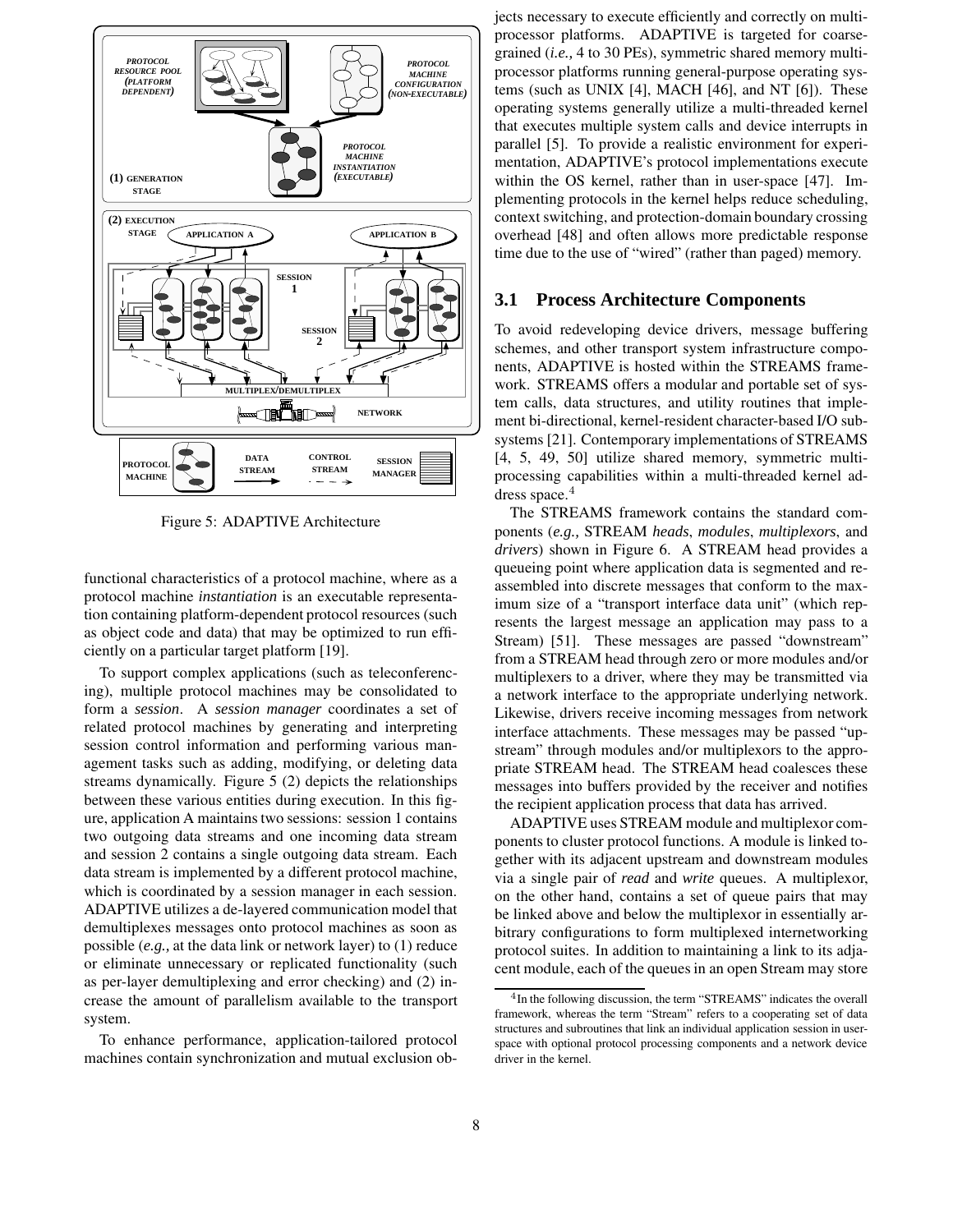Figure 5: ADAPTIVE Architecture

functional characteristics of a protocol machine, where as a protocol machine *instantiation* is an executable representation containing platform-dependent protocol resources (such as object code and data) that may be optimized to run efficiently on a particular target platform [19].

To support complex applications (such as teleconferencing), multiple protocol machines may be consolidated to form a *session*. A *session manager* coordinates a set of related protocol machines by generating and interpreting session control information and performing various management tasks such as adding, modifying, or deleting data streams dynamically. Figure 5 (2) depicts the relationships between these various entities during execution. In this figure, application A maintains two sessions: session 1 contains two outgoing data streams and one incoming data stream and session 2 contains a single outgoing data stream. Each data stream is implemented by a different protocol machine, which is coordinated by a session manager in each session. ADAPTIVE utilizes a de-layered communication model that demultiplexes messages onto protocol machines as soon as possible (*e.g.,* at the data link or network layer) to (1) reduce or eliminate unnecessary or replicated functionality (such as per-layer demultiplexing and error checking) and (2) increase the amount of parallelism available to the transport system.

To enhance performance, application-tailored protocol machines contain synchronization and mutual exclusion objects necessary to execute efficiently and correctly on multiprocessor platforms. ADAPTIVE is targeted for coarse-grained (*i.e.,* 4 to 30 PEs), symmetric shared memory multiprocessor platforms running general-purpose operating systems (such as UNIX [4], MACH [46], and NT [6]). These operating systems generally utilize a multi-threaded kernel that executes multiple system calls and device interrupts in parallel [5]. To provide a realistic environment for experimentation, ADAPTIVE's protocol implementations execute within the OS kernel, rather than in user-space [47]. Implementing protocols in the kernel helps reduce scheduling, context switching, and protection-domain boundary crossing overhead [48] and often allows more predictable response time due to the use of "wired" (rather than paged) memory.

## 3.1 Process Architecture Components

To avoid redeveloping device drivers, message buffering schemes, and other transport system infrastructure components, ADAPTIVE is hosted within the STREAMS framework. STREAMS offers a modular and portable set of system calls, data structures, and utility routines that implement bi-directional, kernel-resident character-based I/O subsystems [21]. Contemporary implementations of STREAMS [4, 5, 49, 50] utilize shared memory, symmetric multi-processing capabilities within a multi-threaded kernel address space.[4]

The STREAMS framework contains the standard components (*e.g.,* STREAM *heads*, *modules*, *multiplexors*, and *drivers*) shown in Figure 6. A STREAM head provides a queueing point where application data is segmented and reassembled into discrete messages that conform to the maximum size of a "transport interface data unit" (which represents the largest message an application may pass to a Stream) [51]. These messages are passed "downstream" from a STREAM head through zero or more modules and/or multiplexers to a driver, where they may be transmitted via a network interface to the appropriate underlying network. Likewise, drivers receive incoming messages from network interface attachments. These messages may be passed "upstream" through modules and/or multiplexors to the appropriate STREAM head. The STREAM head coalesces these messages into buffers provided by the receiver and notifies the recipient application process that data has arrived.

ADAPTIVE uses STREAM module and multiplexor components to cluster protocol functions. A module is linked together with its adjacent upstream and downstream modules via a single pair of *read* and *write* queues. A multiplexor, on the other hand, contains a set of queue pairs that may be linked above and below the multiplexor in essentially arbitrary configurations to form multiplexed internetworking protocol suites. In addition to maintaining a link to its adjacent module, each of the queues in an open Stream may store

[4] In the following discussion, the term "STREAMS" indicates the overall framework, whereas the term "Stream" refers to a cooperating set of data structures and subroutines that link an individual application session in user-space with optional protocol processing components and a network device driver in the kernel.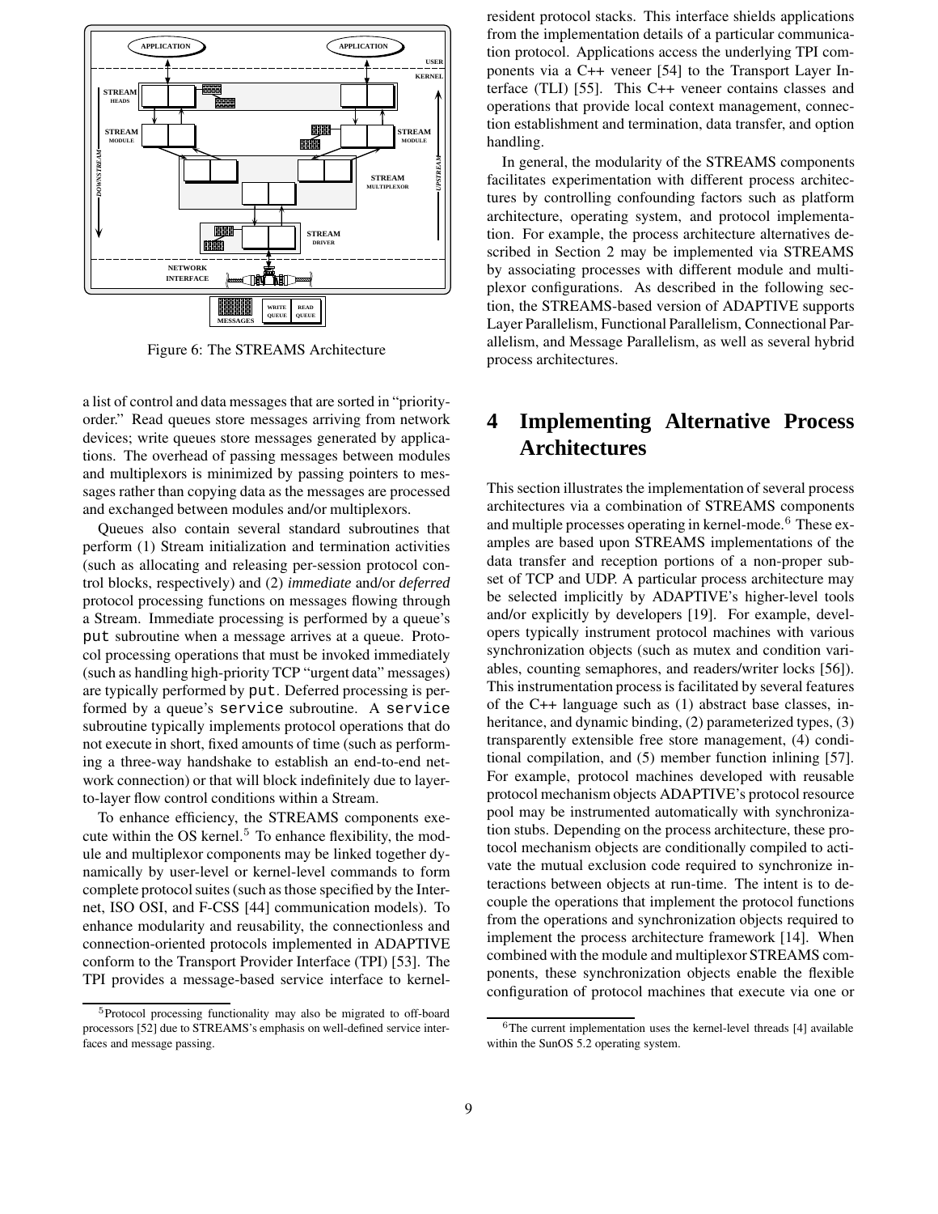Figure 6: The STREAMS Architecture

a list of control and data messages that are sorted in "priority-order." Read queues store messages arriving from network devices; write queues store messages generated by applications. The overhead of passing messages between modules and multiplexors is minimized by passing pointers to messages rather than copying data as the messages are processed and exchanged between modules and/or multiplexors.

Queues also contain several standard subroutines that perform (1) Stream initialization and termination activities (such as allocating and releasing per-session protocol control blocks, respectively) and (2) *immediate* and/or *deferred* protocol processing functions on messages flowing through a Stream. Immediate processing is performed by a queue's `put` subroutine when a message arrives at a queue. Protocol processing operations that must be invoked immediately (such as handling high-priority TCP "urgent data" messages) are typically performed by `put`. Deferred processing is performed by a queue's `service` subroutine. A `service` subroutine typically implements protocol operations that do not execute in short, fixed amounts of time (such as performing a three-way handshake to establish an end-to-end network connection) or that will block indefinitely due to layer-to-layer flow control conditions within a Stream.

To enhance efficiency, the STREAMS components execute within the OS kernel.[5] To enhance flexibility, the module and multiplexor components may be linked together dynamically by user-level or kernel-level commands to form complete protocol suites (such as those specified by the Internet, ISO OSI, and F-CSS [44] communication models). To enhance modularity and reusability, the connectionless and connection-oriented protocols implemented in ADAPTIVE conform to the Transport Provider Interface (TPI) [53]. The TPI provides a message-based service interface to kernel-resident protocol stacks. This interface shields applications from the implementation details of a particular communication protocol. Applications access the underlying TPI components via a C++ veneer [54] to the Transport Layer Interface (TLI) [55]. This C++ veneer contains classes and operations that provide local context management, connection establishment and termination, data transfer, and option handling.

In general, the modularity of the STREAMS components facilitates experimentation with different process architectures by controlling confounding factors such as platform architecture, operating system, and protocol implementation. For example, the process architecture alternatives described in Section 2 may be implemented via STREAMS by associating processes with different module and multiplexor configurations. As described in the following section, the STREAMS-based version of ADAPTIVE supports Layer Parallelism, Functional Parallelism, Connectional Parallelism, and Message Parallelism, as well as several hybrid process architectures.

# 4 Implementing Alternative Process Architectures

This section illustrates the implementation of several process architectures via a combination of STREAMS components and multiple processes operating in kernel-mode.[6] These examples are based upon STREAMS implementations of the data transfer and reception portions of a non-proper subset of TCP and UDP. A particular process architecture may be selected implicitly by ADAPTIVE's higher-level tools and/or explicitly by developers [19]. For example, developers typically instrument protocol machines with various synchronization objects (such as mutex and condition variables, counting semaphores, and readers/writer locks [56]). This instrumentation process is facilitated by several features of the C++ language such as (1) abstract base classes, inheritance, and dynamic binding, (2) parameterized types, (3) transparently extensible free store management, (4) conditional compilation, and (5) member function inlining [57]. For example, protocol machines developed with reusable protocol mechanism objects ADAPTIVE's protocol resource pool may be instrumented automatically with synchronization stubs. Depending on the process architecture, these protocol mechanism objects are conditionally compiled to activate the mutual exclusion code required to synchronize interactions between objects at run-time. The intent is to decouple the operations that implement the protocol functions from the operations and synchronization objects required to implement the process architecture framework [14]. When combined with the module and multiplexor STREAMS components, these synchronization objects enable the flexible configuration of protocol machines that execute via one or

[5] Protocol processing functionality may also be migrated to off-board processors [52] due to STREAMS's emphasis on well-defined service interfaces and message passing.

[6] The current implementation uses the kernel-level threads [4] available within the SunOS 5.2 operating system.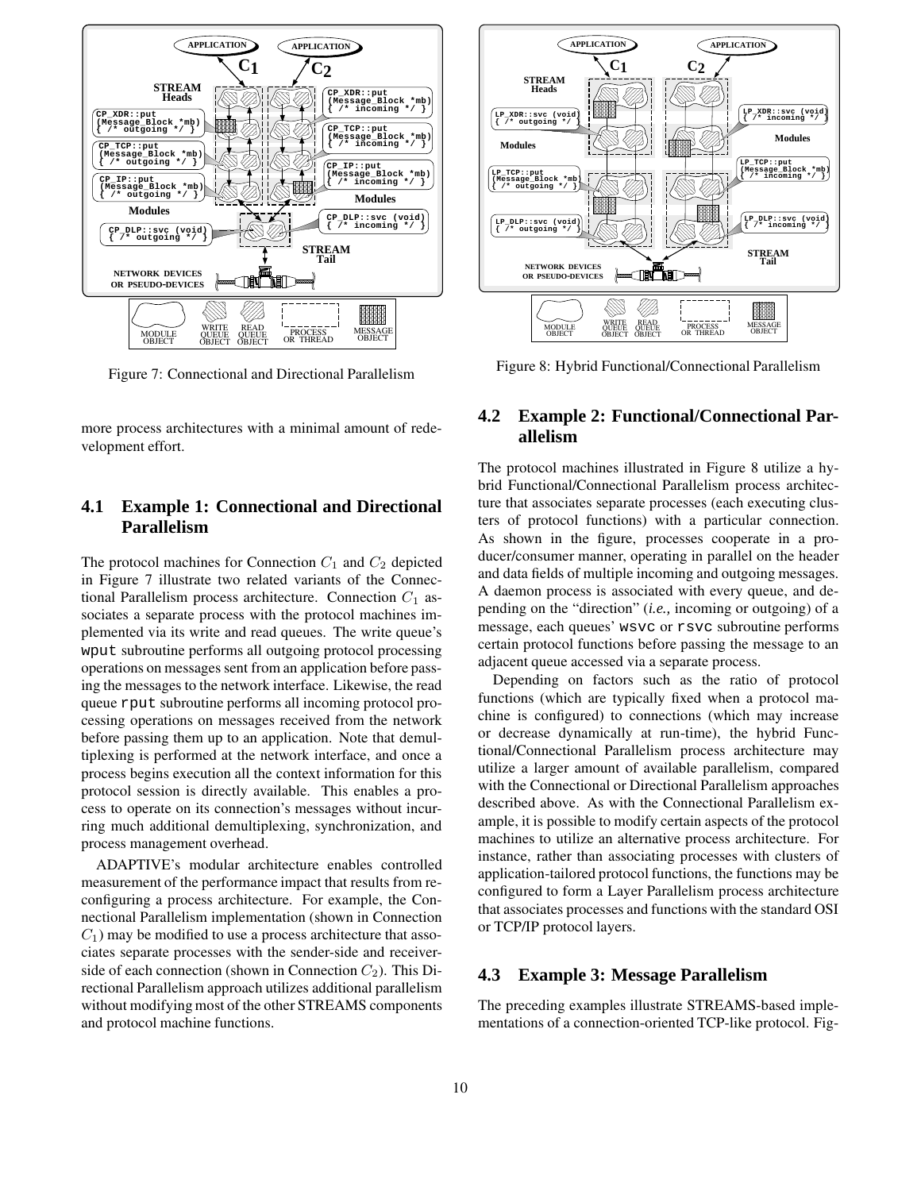Figure 7: Connectional and Directional Parallelism

Figure 8: Hybrid Functional/Connectional Parallelism

more process architectures with a minimal amount of redevelopment effort.

## 4.1 Example 1: Connectional and Directional Parallelism

The protocol machines for Connection $C_1$ and $C_2$ depicted in Figure 7 illustrate two related variants of the Connectional Parallelism process architecture. Connection $C_1$ associates a separate process with the protocol machines implemented via its write and read queues. The write queue's `wput` subroutine performs all outgoing protocol processing operations on messages sent from an application before passing the messages to the network interface. Likewise, the read queue `rput` subroutine performs all incoming protocol processing operations on messages received from the network before passing them up to an application. Note that demultiplexing is performed at the network interface, and once a process begins execution all the context information for this protocol session is directly available. This enables a process to operate on its connection's messages without incurring much additional demultiplexing, synchronization, and process management overhead.

ADAPTIVE's modular architecture enables controlled measurement of the performance impact that results from reconfiguring a process architecture. For example, the Connectional Parallelism implementation (shown in Connection $C_1$) may be modified to use a process architecture that associates separate processes with the sender-side and receiver-side of each connection (shown in Connection $C_2$). This Directional Parallelism approach utilizes additional parallelism without modifying most of the other STREAMS components and protocol machine functions.

## 4.2 Example 2: Functional/Connectional Parallelism

The protocol machines illustrated in Figure 8 utilize a hybrid Functional/Connectional Parallelism process architecture that associates separate processes (each executing clusters of protocol functions) with a particular connection. As shown in the figure, processes cooperate in a producer/consumer manner, operating in parallel on the header and data fields of multiple incoming and outgoing messages. A daemon process is associated with every queue, and depending on the "direction" (*i.e.,* incoming or outgoing) of a message, each queues' `wsvc` or `rsvc` subroutine performs certain protocol functions before passing the message to an adjacent queue accessed via a separate process.

Depending on factors such as the ratio of protocol functions (which are typically fixed when a protocol machine is configured) to connections (which may increase or decrease dynamically at run-time), the hybrid Functional/Connectional Parallelism process architecture may utilize a larger amount of available parallelism, compared with the Connectional or Directional Parallelism approaches described above. As with the Connectional Parallelism example, it is possible to modify certain aspects of the protocol machines to utilize an alternative process architecture. For instance, rather than associating processes with clusters of application-tailored protocol functions, the functions may be configured to form a Layer Parallelism process architecture that associates processes and functions with the standard OSI or TCP/IP protocol layers.

## 4.3 Example 3: Message Parallelism

The preceding examples illustrate STREAMS-based implementations of a connection-oriented TCP-like protocol. Fig-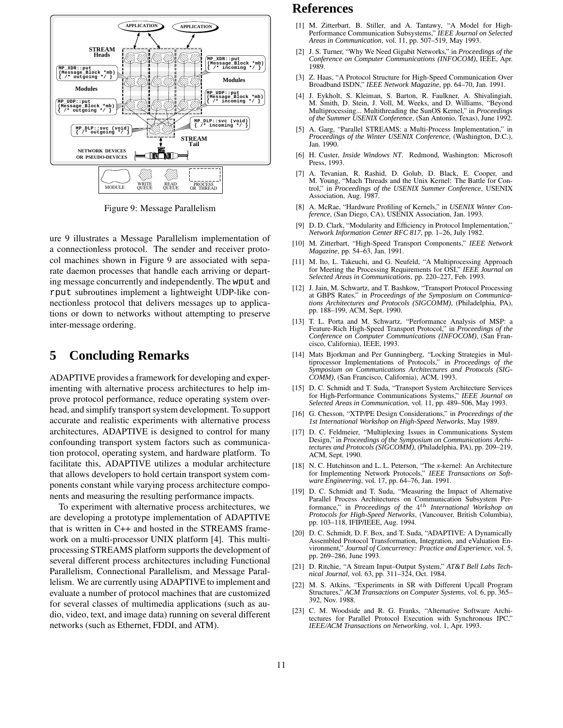Figure 9: Message Parallelism

ure 9 illustrates a Message Parallelism implementation of a connectionless protocol. The sender and receiver protocol machines shown in Figure 9 are associated with separate daemon processes that handle each arriving or departing message concurrently and independently. The wput and rput subroutines implement a lightweight UDP-like connectionless protocol that delivers messages up to applications or down to networks without attempting to preserve inter-message ordering.

# 5 Concluding Remarks

ADAPTIVE provides a framework for developing and experimenting with alternative process architectures to help improve protocol performance, reduce operating system overhead, and simplify transport system development. To support accurate and realistic experiments with alternative process architectures, ADAPTIVE is designed to control for many confounding transport system factors such as communication protocol, operating system, and hardware platform. To facilitate this, ADAPTIVE utilizes a modular architecture that allows developers to hold certain transport system components constant while varying process architecture components and measuring the resulting performance impacts.

To experiment with alternative process architectures, we are developing a prototype implementation of ADAPTIVE that is written in C++ and hosted in the STREAMS framework on a multi-processor UNIX platform [4]. This multiprocessing STREAMS platform supports the development of several different process architectures including Functional Parallelism, Connectional Parallelism, and Message Parallelism. We are currently using ADAPTIVE to implement and evaluate a number of protocol machines that are customized for several classes of multimedia applications (such as audio, video, text, and image data) running on several different networks (such as Ethernet, FDDI, and ATM).

# References

[1] M. Zitterbart, B. Stiller, and A. Tantawy, "A Model for High-Performance Communication Subsystems," *IEEE Journal on Selected Areas in Communication*, vol. 11, pp. 507–519, May 1993.

[2] J. S. Turner, "Why We Need Gigabit Networks," in *Proceedings of the Conference on Computer Communications (INFOCOM)*, IEEE, Apr. 1989.

[3] Z. Haas, "A Protocol Structure for High-Speed Communication Over Broadband ISDN," *IEEE Network Magazine*, pp. 64–70, Jan. 1991.

[4] J. Eykholt, S. Kleiman, S. Barton, R. Faulkner, A. Shivalingiah, M. Smith, D. Stein, J. Voll, M. Weeks, and D. Williams, "Beyond Multiprocessing... Multithreading the SunOS Kernel," in *Proceedings of the Summer USENIX Conference*, (San Antonio, Texas), June 1992.

[5] A. Garg, "Parallel STREAMS: a Multi-Process Implementation," in *Proceedings of the Winter USENIX Conference*, (Washington, D.C.), Jan. 1990.

[6] H. Custer, *Inside Windows NT*. Redmond, Washington: Microsoft Press, 1993.

[7] A. Tevanian, R. Rashid, D. Golub, D. Black, E. Cooper, and M. Young, "Mach Threads and the Unix Kernel: The Battle for Control," in *Proceedings of the USENIX Summer Conference*, USENIX Association, Aug. 1987.

[8] A. McRae, "Hardware Profiling of Kernels," in *USENIX Winter Conference*, (San Diego, CA), USENIX Association, Jan. 1993.

[9] D. D. Clark, "Modularity and Efficiency in Protocol Implementation," *Network Information Center RFC 817*, pp. 1–26, July 1982.

[10] M. Zitterbart, "High-Speed Transport Components," *IEEE Network Magazine*, pp. 54–63, Jan. 1991.

[11] M. Ito, L. Takeuchi, and G. Neufeld, "A Multiprocessing Approach for Meeting the Processing Requirements for OSI," *IEEE Journal on Selected Areas in Communications*, pp. 220–227, Feb. 1993.

[12] J. Jain, M. Schwartz, and T. Bashkow, "Transport Protocol Processing at GBPS Rates," in *Proceedings of the Symposium on Communications Architectures and Protocols (SIGCOMM)*, (Philadelphia, PA), pp. 188–199, ACM, Sept. 1990.

[13] T. L. Porta and M. Schwartz, "Performance Analysis of MSP: a Feature-Rich High-Speed Transport Protocol," in *Proceedings of the Conference on Computer Communications (INFOCOM)*, (San Francisco, California), IEEE, 1993.

[14] Mats Bjorkman and Per Gunningberg, "Locking Strategies in Multiprocessor Implementations of Protocols," in *Proceedings of the Symposium on Communications Architectures and Protocols (SIGCOMM)*, (San Francisco, California), ACM, 1993.

[15] D. C. Schmidt and T. Suda, "Transport System Architecture Services for High-Performance Communications Systems," *IEEE Journal on Selected Areas in Communication*, vol. 11, pp. 489–506, May 1993.

[16] G. Chesson, "XTP/PE Design Considerations," in *Proceedings of the 1st International Workshop on High-Speed Networks*, May 1989.

[17] D. C. Feldmeier, "Multiplexing Issues in Communications System Design," in *Proceedings of the Symposium on Communications Architectures and Protocols (SIGCOMM)*, (Philadelphia, PA), pp. 209–219, ACM, Sept. 1990.

[18] N. C. Hutchinson and L. L. Peterson, "The *x*-kernel: An Architecture for Implementing Network Protocols," *IEEE Transactions on Software Engineering*, vol. 17, pp. 64–76, Jan. 1991.

[19] D. C. Schmidt and T. Suda, "Measuring the Impact of Alternative Parallel Process Architectures on Communication Subsystem Performance," in *Proceedings of the $4^{th}$ International Workshop on Protocols for High-Speed Networks*, (Vancouver, British Columbia), pp. 103–118, IFIP/IEEE, Aug. 1994.

[20] D. C. Schmidt, D. F. Box, and T. Suda, "ADAPTIVE: A Dynamically Assembled Protocol Transformation, Integration, and eValuation Environment," *Journal of Concurrency: Practice and Experience*, vol. 5, pp. 269–286, June 1993.

[21] D. Ritchie, "A Stream Input–Output System," *AT&T Bell Labs Technical Journal*, vol. 63, pp. 311–324, Oct. 1984.

[22] M. S. Atkins, "Experiments in SR with Different Upcall Program Structures," *ACM Transactions on Computer Systems*, vol. 6, pp. 365–392, Nov. 1988.

[23] C. M. Woodside and R. G. Franks, "Alternative Software Architectures for Parallel Protocol Execution with Synchronous IPC," *IEEE/ACM Transactions on Networking*, vol. 1, Apr. 1993.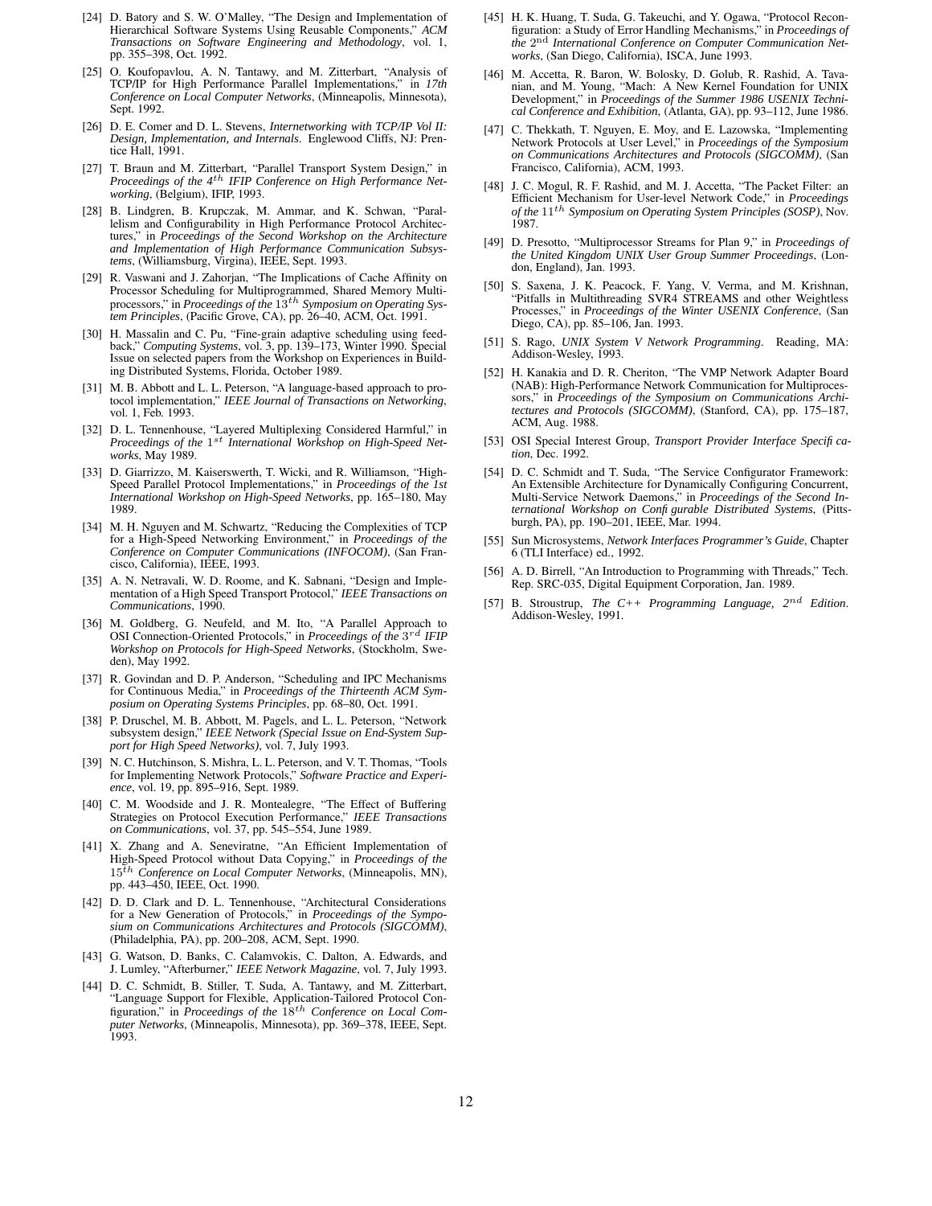[24] D. Batory and S. W. O'Malley, "The Design and Implementation of Hierarchical Software Systems Using Reusable Components," *ACM Transactions on Software Engineering and Methodology*, vol. 1, pp. 355–398, Oct. 1992.

[25] O. Koufopavlou, A. N. Tantawy, and M. Zitterbart, "Analysis of TCP/IP for High Performance Parallel Implementations," in *17th Conference on Local Computer Networks*, (Minneapolis, Minnesota), Sept. 1992.

[26] D. E. Comer and D. L. Stevens, *Internetworking with TCP/IP Vol II: Design, Implementation, and Internals*. Englewood Cliffs, NJ: Prentice Hall, 1991.

[27] T. Braun and M. Zitterbart, "Parallel Transport System Design," in *Proceedings of the 4$^{th}$ IFIP Conference on High Performance Networking*, (Belgium), IFIP, 1993.

[28] B. Lindgren, B. Krupczak, M. Ammar, and K. Schwan, "Parallelism and Configurability in High Performance Protocol Architectures," in *Proceedings of the Second Workshop on the Architecture and Implementation of High Performance Communication Subsystems*, (Williamsburg, Virgina), IEEE, Sept. 1993.

[29] R. Vaswani and J. Zahorjan, "The Implications of Cache Affinity on Processor Scheduling for Multiprogrammed, Shared Memory Multiprocessors," in *Proceedings of the 13$^{th}$ Symposium on Operating System Principles*, (Pacific Grove, CA), pp. 26–40, ACM, Oct. 1991.

[30] H. Massalin and C. Pu, "Fine-grain adaptive scheduling using feedback," *Computing Systems*, vol. 3, pp. 139–173, Winter 1990. Special Issue on selected papers from the Workshop on Experiences in Building Distributed Systems, Florida, October 1989.

[31] M. B. Abbott and L. L. Peterson, "A language-based approach to protocol implementation," *IEEE Journal of Transactions on Networking*, vol. 1, Feb. 1993.

[32] D. L. Tennenhouse, "Layered Multiplexing Considered Harmful," in *Proceedings of the 1$^{st}$ International Workshop on High-Speed Networks*, May 1989.

[33] D. Giarrizzo, M. Kaiserswerth, T. Wicki, and R. Williamson, "High-Speed Parallel Protocol Implementations," in *Proceedings of the 1st International Workshop on High-Speed Networks*, pp. 165–180, May 1989.

[34] M. H. Nguyen and M. Schwartz, "Reducing the Complexities of TCP for a High-Speed Networking Environment," in *Proceedings of the Conference on Computer Communications (INFOCOM)*, (San Francisco, California), IEEE, 1993.

[35] A. N. Netravali, W. D. Roome, and K. Sabnani, "Design and Implementation of a High Speed Transport Protocol," *IEEE Transactions on Communications*, 1990.

[36] M. Goldberg, G. Neufeld, and M. Ito, "A Parallel Approach to OSI Connection-Oriented Protocols," in *Proceedings of the 3$^{rd}$ IFIP Workshop on Protocols for High-Speed Networks*, (Stockholm, Sweden), May 1992.

[37] R. Govindan and D. P. Anderson, "Scheduling and IPC Mechanisms for Continuous Media," in *Proceedings of the Thirteenth ACM Symposium on Operating Systems Principles*, pp. 68–80, Oct. 1991.

[38] P. Druschel, M. B. Abbott, M. Pagels, and L. L. Peterson, "Network subsystem design," *IEEE Network (Special Issue on End-System Support for High Speed Networks)*, vol. 7, July 1993.

[39] N. C. Hutchinson, S. Mishra, L. L. Peterson, and V. T. Thomas, "Tools for Implementing Network Protocols," *Software Practice and Experience*, vol. 19, pp. 895–916, Sept. 1989.

[40] C. M. Woodside and J. R. Montealegre, "The Effect of Buffering Strategies on Protocol Execution Performance," *IEEE Transactions on Communications*, vol. 37, pp. 545–554, June 1989.

[41] X. Zhang and A. Seneviratne, "An Efficient Implementation of High-Speed Protocol without Data Copying," in *Proceedings of the 15$^{th}$ Conference on Local Computer Networks*, (Minneapolis, MN), pp. 443–450, IEEE, Oct. 1990.

[42] D. D. Clark and D. L. Tennenhouse, "Architectural Considerations for a New Generation of Protocols," in *Proceedings of the Symposium on Communications Architectures and Protocols (SIGCOMM)*, (Philadelphia, PA), pp. 200–208, ACM, Sept. 1990.

[43] G. Watson, D. Banks, C. Calamvokis, C. Dalton, A. Edwards, and J. Lumley, "Afterburner," *IEEE Network Magazine*, vol. 7, July 1993.

[44] D. C. Schmidt, B. Stiller, T. Suda, A. Tantawy, and M. Zitterbart, "Language Support for Flexible, Application-Tailored Protocol Configuration," in *Proceedings of the 18$^{th}$ Conference on Local Computer Networks*, (Minneapolis, Minnesota), pp. 369–378, IEEE, Sept. 1993.

[45] H. K. Huang, T. Suda, G. Takeuchi, and Y. Ogawa, "Protocol Reconfiguration: a Study of Error Handling Mechanisms," in *Proceedings of the 2$^{\rm nd}$ International Conference on Computer Communication Networks*, (San Diego, California), ISCA, June 1993.

[46] M. Accetta, R. Baron, W. Bolosky, D. Golub, R. Rashid, A. Tavanian, and M. Young, "Mach: A New Kernel Foundation for UNIX Development," in *Proceedings of the Summer 1986 USENIX Technical Conference and Exhibition*, (Atlanta, GA), pp. 93–112, June 1986.

[47] C. Thekkath, T. Nguyen, E. Moy, and E. Lazowska, "Implementing Network Protocols at User Level," in *Proceedings of the Symposium on Communications Architectures and Protocols (SIGCOMM)*, (San Francisco, California), ACM, 1993.

[48] J. C. Mogul, R. F. Rashid, and M. J. Accetta, "The Packet Filter: an Efficient Mechanism for User-level Network Code," in *Proceedings of the 11$^{th}$ Symposium on Operating System Principles (SOSP)*, Nov. 1987.

[49] D. Presotto, "Multiprocessor Streams for Plan 9," in *Proceedings of the United Kingdom UNIX User Group Summer Proceedings*, (London, England), Jan. 1993.

[50] S. Saxena, J. K. Peacock, F. Yang, V. Verma, and M. Krishnan, "Pitfalls in Multithreading SVR4 STREAMS and other Weightless Processes," in *Proceedings of the Winter USENIX Conference*, (San Diego, CA), pp. 85–106, Jan. 1993.

[51] S. Rago, *UNIX System V Network Programming*. Reading, MA: Addison-Wesley, 1993.

[52] H. Kanakia and D. R. Cheriton, "The VMP Network Adapter Board (NAB): High-Performance Network Communication for Multiprocessors," in *Proceedings of the Symposium on Communications Architectures and Protocols (SIGCOMM)*, (Stanford, CA), pp. 175–187, ACM, Aug. 1988.

[53] OSI Special Interest Group, *Transport Provider Interface Specification*, Dec. 1992.

[54] D. C. Schmidt and T. Suda, "The Service Configurator Framework: An Extensible Architecture for Dynamically Configuring Concurrent, Multi-Service Network Daemons," in *Proceedings of the Second International Workshop on Configurable Distributed Systems*, (Pittsburgh, PA), pp. 190–201, IEEE, Mar. 1994.

[55] Sun Microsystems, *Network Interfaces Programmer's Guide*, Chapter 6 (TLI Interface) ed., 1992.

[56] A. D. Birrell, "An Introduction to Programming with Threads," Tech. Rep. SRC-035, Digital Equipment Corporation, Jan. 1989.

[57] B. Stroustrup, *The C++ Programming Language, 2$^{nd}$ Edition*. Addison-Wesley, 1991.